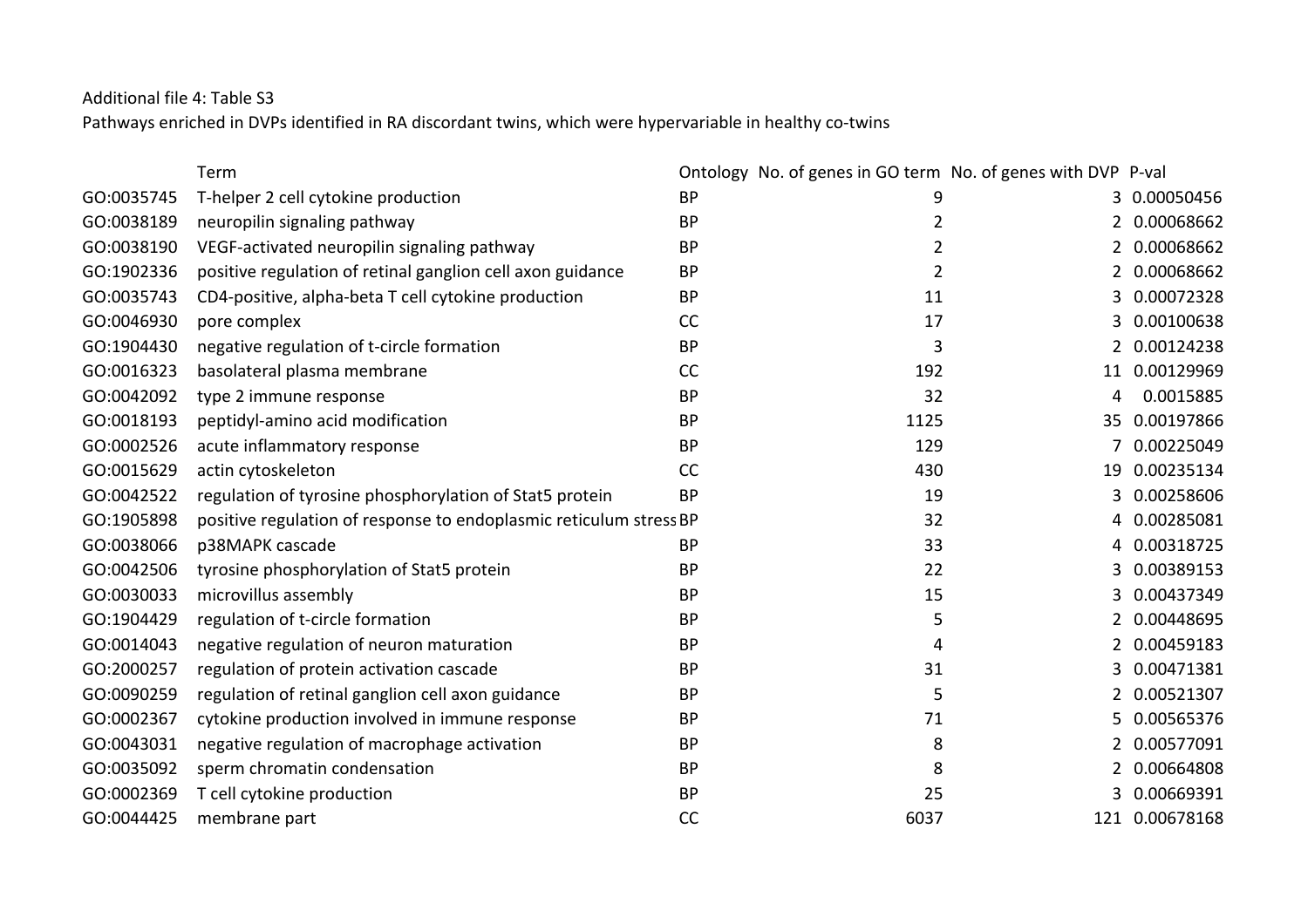Additional file 4: Table S3

Pathways enriched in DVPs identified in RA discordant twins, which were hypervariable in healthy co-twins

| | Term | Ontology | No. of genes in GO term | No. of genes with DVP | P-val |
|---|---|---|---|---|---|
| GO:0035745 | T-helper 2 cell cytokine production | BP | 9 | 3 | 0.00050456 |
| GO:0038189 | neuropilin signaling pathway | BP | 2 | 2 | 0.00068662 |
| GO:0038190 | VEGF-activated neuropilin signaling pathway | BP | 2 | 2 | 0.00068662 |
| GO:1902336 | positive regulation of retinal ganglion cell axon guidance | BP | 2 | 2 | 0.00068662 |
| GO:0035743 | CD4-positive, alpha-beta T cell cytokine production | BP | 11 | 3 | 0.00072328 |
| GO:0046930 | pore complex | CC | 17 | 3 | 0.00100638 |
| GO:1904430 | negative regulation of t-circle formation | BP | 3 | 2 | 0.00124238 |
| GO:0016323 | basolateral plasma membrane | CC | 192 | 11 | 0.00129969 |
| GO:0042092 | type 2 immune response | BP | 32 | 4 | 0.0015885 |
| GO:0018193 | peptidyl-amino acid modification | BP | 1125 | 35 | 0.00197866 |
| GO:0002526 | acute inflammatory response | BP | 129 | 7 | 0.00225049 |
| GO:0015629 | actin cytoskeleton | CC | 430 | 19 | 0.00235134 |
| GO:0042522 | regulation of tyrosine phosphorylation of Stat5 protein | BP | 19 | 3 | 0.00258606 |
| GO:1905898 | positive regulation of response to endoplasmic reticulum stress | BP | 32 | 4 | 0.00285081 |
| GO:0038066 | p38MAPK cascade | BP | 33 | 4 | 0.00318725 |
| GO:0042506 | tyrosine phosphorylation of Stat5 protein | BP | 22 | 3 | 0.00389153 |
| GO:0030033 | microvillus assembly | BP | 15 | 3 | 0.00437349 |
| GO:1904429 | regulation of t-circle formation | BP | 5 | 2 | 0.00448695 |
| GO:0014043 | negative regulation of neuron maturation | BP | 4 | 2 | 0.00459183 |
| GO:2000257 | regulation of protein activation cascade | BP | 31 | 3 | 0.00471381 |
| GO:0090259 | regulation of retinal ganglion cell axon guidance | BP | 5 | 2 | 0.00521307 |
| GO:0002367 | cytokine production involved in immune response | BP | 71 | 5 | 0.00565376 |
| GO:0043031 | negative regulation of macrophage activation | BP | 8 | 2 | 0.00577091 |
| GO:0035092 | sperm chromatin condensation | BP | 8 | 2 | 0.00664808 |
| GO:0002369 | T cell cytokine production | BP | 25 | 3 | 0.00669391 |
| GO:0044425 | membrane part | CC | 6037 | 121 | 0.00678168 |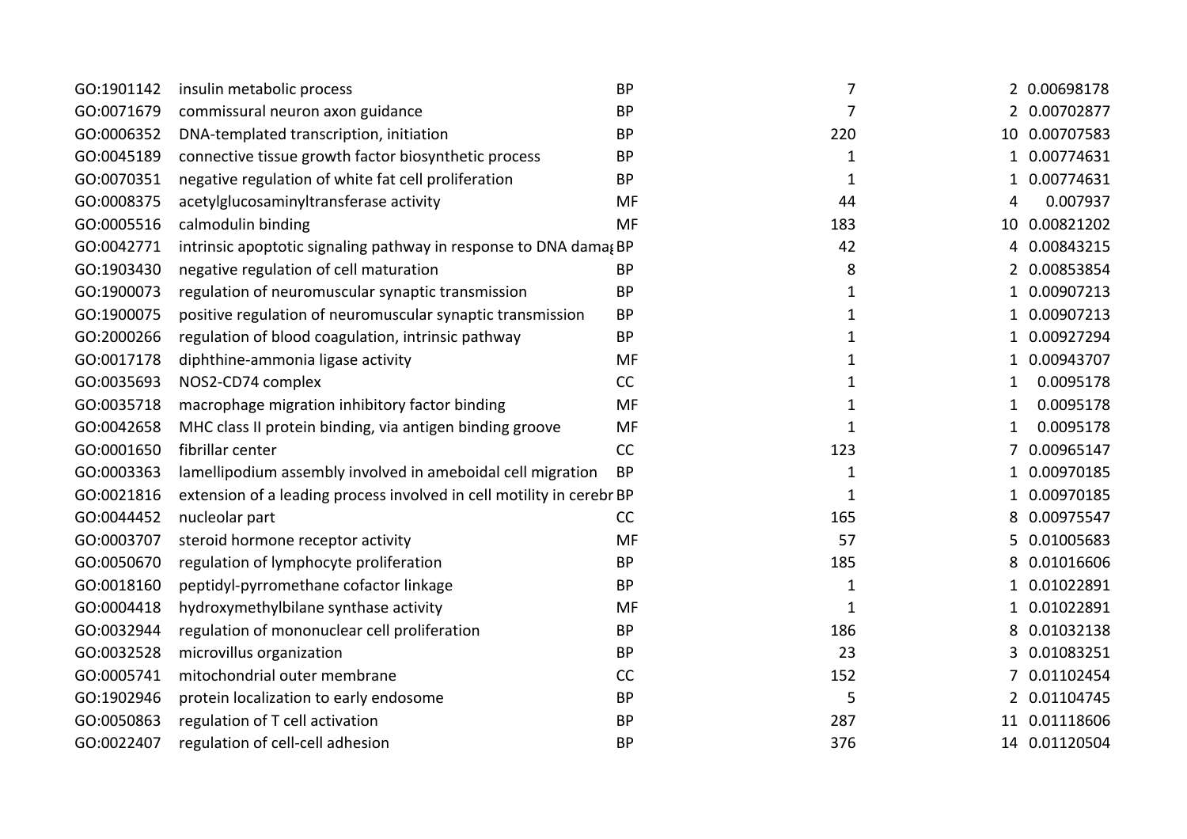| | | | | | |
|---|---|---|---|---|---|
| GO:1901142 | insulin metabolic process | BP | 7 | 2 | 0.00698178 |
| GO:0071679 | commissural neuron axon guidance | BP | 7 | 2 | 0.00702877 |
| GO:0006352 | DNA-templated transcription, initiation | BP | 220 | 10 | 0.00707583 |
| GO:0045189 | connective tissue growth factor biosynthetic process | BP | 1 | 1 | 0.00774631 |
| GO:0070351 | negative regulation of white fat cell proliferation | BP | 1 | 1 | 0.00774631 |
| GO:0008375 | acetylglucosaminyltransferase activity | MF | 44 | 4 | 0.007937 |
| GO:0005516 | calmodulin binding | MF | 183 | 10 | 0.00821202 |
| GO:0042771 | intrinsic apoptotic signaling pathway in response to DNA damag | BP | 42 | 4 | 0.00843215 |
| GO:1903430 | negative regulation of cell maturation | BP | 8 | 2 | 0.00853854 |
| GO:1900073 | regulation of neuromuscular synaptic transmission | BP | 1 | 1 | 0.00907213 |
| GO:1900075 | positive regulation of neuromuscular synaptic transmission | BP | 1 | 1 | 0.00907213 |
| GO:2000266 | regulation of blood coagulation, intrinsic pathway | BP | 1 | 1 | 0.00927294 |
| GO:0017178 | diphthine-ammonia ligase activity | MF | 1 | 1 | 0.00943707 |
| GO:0035693 | NOS2-CD74 complex | CC | 1 | 1 | 0.0095178 |
| GO:0035718 | macrophage migration inhibitory factor binding | MF | 1 | 1 | 0.0095178 |
| GO:0042658 | MHC class II protein binding, via antigen binding groove | MF | 1 | 1 | 0.0095178 |
| GO:0001650 | fibrillar center | CC | 123 | 7 | 0.00965147 |
| GO:0003363 | lamellipodium assembly involved in ameboidal cell migration | BP | 1 | 1 | 0.00970185 |
| GO:0021816 | extension of a leading process involved in cell motility in cerebr | BP | 1 | 1 | 0.00970185 |
| GO:0044452 | nucleolar part | CC | 165 | 8 | 0.00975547 |
| GO:0003707 | steroid hormone receptor activity | MF | 57 | 5 | 0.01005683 |
| GO:0050670 | regulation of lymphocyte proliferation | BP | 185 | 8 | 0.01016606 |
| GO:0018160 | peptidyl-pyrromethane cofactor linkage | BP | 1 | 1 | 0.01022891 |
| GO:0004418 | hydroxymethylbilane synthase activity | MF | 1 | 1 | 0.01022891 |
| GO:0032944 | regulation of mononuclear cell proliferation | BP | 186 | 8 | 0.01032138 |
| GO:0032528 | microvillus organization | BP | 23 | 3 | 0.01083251 |
| GO:0005741 | mitochondrial outer membrane | CC | 152 | 7 | 0.01102454 |
| GO:1902946 | protein localization to early endosome | BP | 5 | 2 | 0.01104745 |
| GO:0050863 | regulation of T cell activation | BP | 287 | 11 | 0.01118606 |
| GO:0022407 | regulation of cell-cell adhesion | BP | 376 | 14 | 0.01120504 |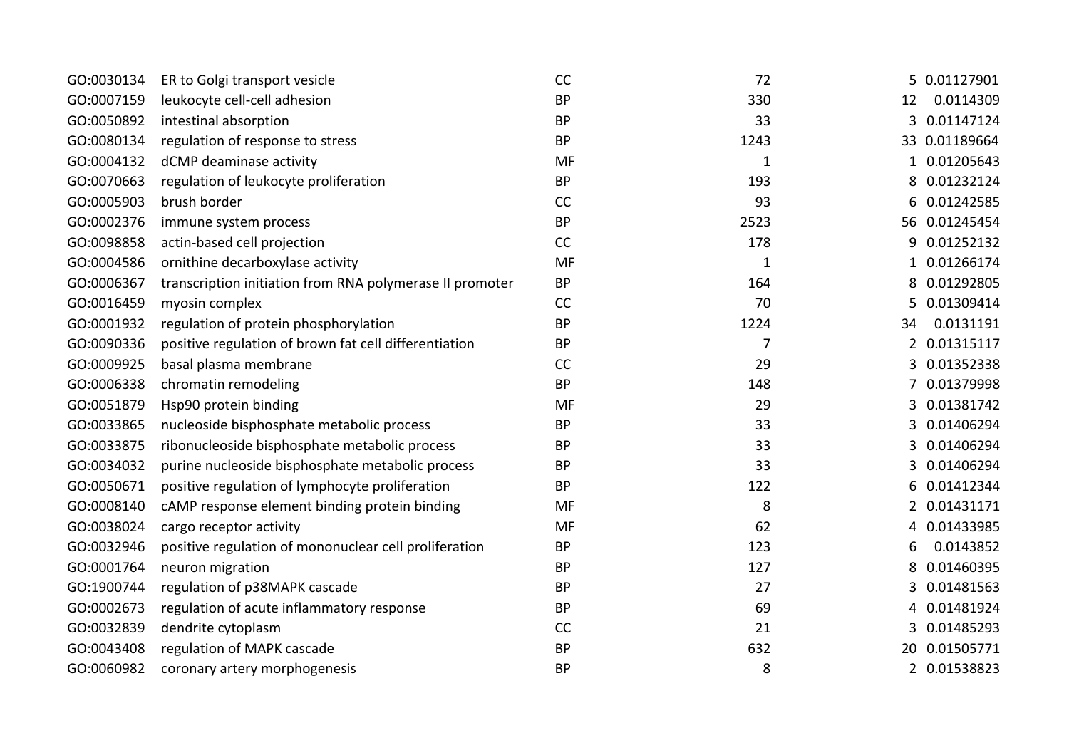| | | | | | |
|---|---|---|---|---|---|
| GO:0030134 | ER to Golgi transport vesicle | CC | 72 | 5 | 0.01127901 |
| GO:0007159 | leukocyte cell-cell adhesion | BP | 330 | 12 | 0.0114309 |
| GO:0050892 | intestinal absorption | BP | 33 | 3 | 0.01147124 |
| GO:0080134 | regulation of response to stress | BP | 1243 | 33 | 0.01189664 |
| GO:0004132 | dCMP deaminase activity | MF | 1 | 1 | 0.01205643 |
| GO:0070663 | regulation of leukocyte proliferation | BP | 193 | 8 | 0.01232124 |
| GO:0005903 | brush border | CC | 93 | 6 | 0.01242585 |
| GO:0002376 | immune system process | BP | 2523 | 56 | 0.01245454 |
| GO:0098858 | actin-based cell projection | CC | 178 | 9 | 0.01252132 |
| GO:0004586 | ornithine decarboxylase activity | MF | 1 | 1 | 0.01266174 |
| GO:0006367 | transcription initiation from RNA polymerase II promoter | BP | 164 | 8 | 0.01292805 |
| GO:0016459 | myosin complex | CC | 70 | 5 | 0.01309414 |
| GO:0001932 | regulation of protein phosphorylation | BP | 1224 | 34 | 0.0131191 |
| GO:0090336 | positive regulation of brown fat cell differentiation | BP | 7 | 2 | 0.01315117 |
| GO:0009925 | basal plasma membrane | CC | 29 | 3 | 0.01352338 |
| GO:0006338 | chromatin remodeling | BP | 148 | 7 | 0.01379998 |
| GO:0051879 | Hsp90 protein binding | MF | 29 | 3 | 0.01381742 |
| GO:0033865 | nucleoside bisphosphate metabolic process | BP | 33 | 3 | 0.01406294 |
| GO:0033875 | ribonucleoside bisphosphate metabolic process | BP | 33 | 3 | 0.01406294 |
| GO:0034032 | purine nucleoside bisphosphate metabolic process | BP | 33 | 3 | 0.01406294 |
| GO:0050671 | positive regulation of lymphocyte proliferation | BP | 122 | 6 | 0.01412344 |
| GO:0008140 | cAMP response element binding protein binding | MF | 8 | 2 | 0.01431171 |
| GO:0038024 | cargo receptor activity | MF | 62 | 4 | 0.01433985 |
| GO:0032946 | positive regulation of mononuclear cell proliferation | BP | 123 | 6 | 0.0143852 |
| GO:0001764 | neuron migration | BP | 127 | 8 | 0.01460395 |
| GO:1900744 | regulation of p38MAPK cascade | BP | 27 | 3 | 0.01481563 |
| GO:0002673 | regulation of acute inflammatory response | BP | 69 | 4 | 0.01481924 |
| GO:0032839 | dendrite cytoplasm | CC | 21 | 3 | 0.01485293 |
| GO:0043408 | regulation of MAPK cascade | BP | 632 | 20 | 0.01505771 |
| GO:0060982 | coronary artery morphogenesis | BP | 8 | 2 | 0.01538823 |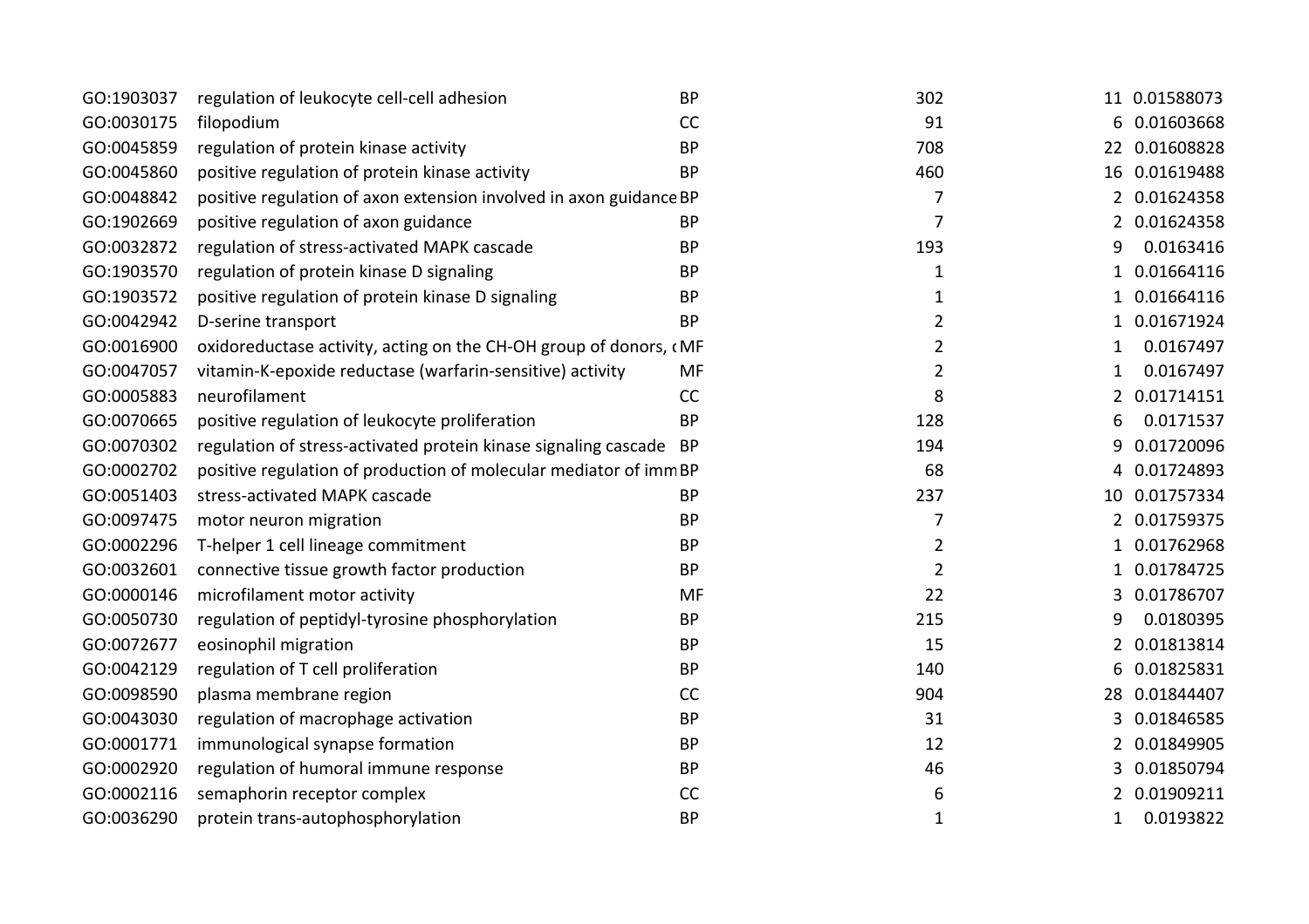| | | | | | |
|---|---|---|---|---|---|
| GO:1903037 | regulation of leukocyte cell-cell adhesion | BP | 302 | 11 | 0.01588073 |
| GO:0030175 | filopodium | CC | 91 | 6 | 0.01603668 |
| GO:0045859 | regulation of protein kinase activity | BP | 708 | 22 | 0.01608828 |
| GO:0045860 | positive regulation of protein kinase activity | BP | 460 | 16 | 0.01619488 |
| GO:0048842 | positive regulation of axon extension involved in axon guidance | BP | 7 | 2 | 0.01624358 |
| GO:1902669 | positive regulation of axon guidance | BP | 7 | 2 | 0.01624358 |
| GO:0032872 | regulation of stress-activated MAPK cascade | BP | 193 | 9 | 0.0163416 |
| GO:1903570 | regulation of protein kinase D signaling | BP | 1 | 1 | 0.01664116 |
| GO:1903572 | positive regulation of protein kinase D signaling | BP | 1 | 1 | 0.01664116 |
| GO:0042942 | D-serine transport | BP | 2 | 1 | 0.01671924 |
| GO:0016900 | oxidoreductase activity, acting on the CH-OH group of donors, d | MF | 2 | 1 | 0.0167497 |
| GO:0047057 | vitamin-K-epoxide reductase (warfarin-sensitive) activity | MF | 2 | 1 | 0.0167497 |
| GO:0005883 | neurofilament | CC | 8 | 2 | 0.01714151 |
| GO:0070665 | positive regulation of leukocyte proliferation | BP | 128 | 6 | 0.0171537 |
| GO:0070302 | regulation of stress-activated protein kinase signaling cascade | BP | 194 | 9 | 0.01720096 |
| GO:0002702 | positive regulation of production of molecular mediator of imm | BP | 68 | 4 | 0.01724893 |
| GO:0051403 | stress-activated MAPK cascade | BP | 237 | 10 | 0.01757334 |
| GO:0097475 | motor neuron migration | BP | 7 | 2 | 0.01759375 |
| GO:0002296 | T-helper 1 cell lineage commitment | BP | 2 | 1 | 0.01762968 |
| GO:0032601 | connective tissue growth factor production | BP | 2 | 1 | 0.01784725 |
| GO:0000146 | microfilament motor activity | MF | 22 | 3 | 0.01786707 |
| GO:0050730 | regulation of peptidyl-tyrosine phosphorylation | BP | 215 | 9 | 0.0180395 |
| GO:0072677 | eosinophil migration | BP | 15 | 2 | 0.01813814 |
| GO:0042129 | regulation of T cell proliferation | BP | 140 | 6 | 0.01825831 |
| GO:0098590 | plasma membrane region | CC | 904 | 28 | 0.01844407 |
| GO:0043030 | regulation of macrophage activation | BP | 31 | 3 | 0.01846585 |
| GO:0001771 | immunological synapse formation | BP | 12 | 2 | 0.01849905 |
| GO:0002920 | regulation of humoral immune response | BP | 46 | 3 | 0.01850794 |
| GO:0002116 | semaphorin receptor complex | CC | 6 | 2 | 0.01909211 |
| GO:0036290 | protein trans-autophosphorylation | BP | 1 | 1 | 0.0193822 |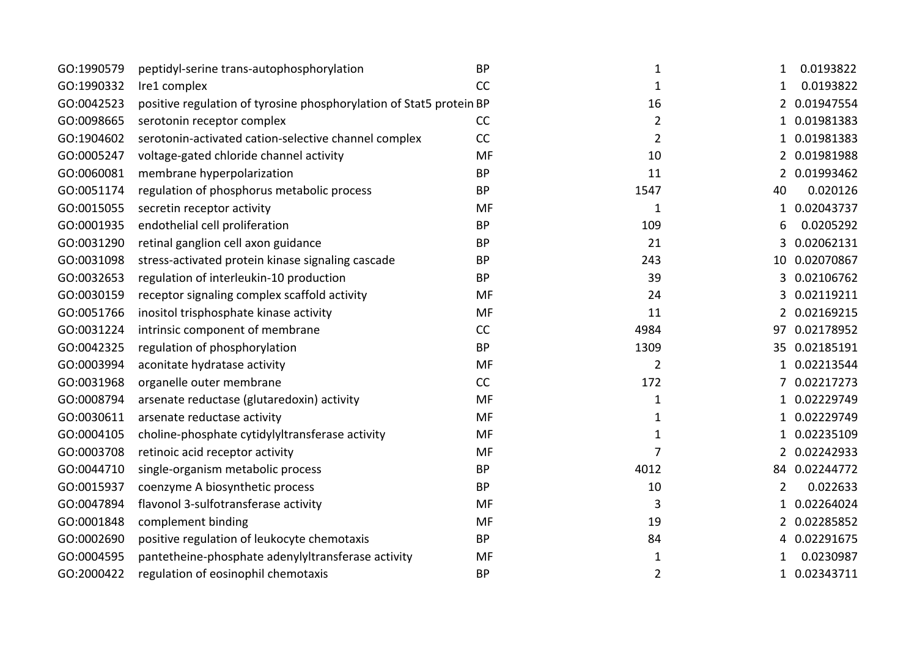| | | | | | |
|---|---|---|---|---|---|
| GO:1990579 | peptidyl-serine trans-autophosphorylation | BP | 1 | 1 | 0.0193822 |
| GO:1990332 | Ire1 complex | CC | 1 | 1 | 0.0193822 |
| GO:0042523 | positive regulation of tyrosine phosphorylation of Stat5 protein | BP | 16 | 2 | 0.01947554 |
| GO:0098665 | serotonin receptor complex | CC | 2 | 1 | 0.01981383 |
| GO:1904602 | serotonin-activated cation-selective channel complex | CC | 2 | 1 | 0.01981383 |
| GO:0005247 | voltage-gated chloride channel activity | MF | 10 | 2 | 0.01981988 |
| GO:0060081 | membrane hyperpolarization | BP | 11 | 2 | 0.01993462 |
| GO:0051174 | regulation of phosphorus metabolic process | BP | 1547 | 40 | 0.020126 |
| GO:0015055 | secretin receptor activity | MF | 1 | 1 | 0.02043737 |
| GO:0001935 | endothelial cell proliferation | BP | 109 | 6 | 0.0205292 |
| GO:0031290 | retinal ganglion cell axon guidance | BP | 21 | 3 | 0.02062131 |
| GO:0031098 | stress-activated protein kinase signaling cascade | BP | 243 | 10 | 0.02070867 |
| GO:0032653 | regulation of interleukin-10 production | BP | 39 | 3 | 0.02106762 |
| GO:0030159 | receptor signaling complex scaffold activity | MF | 24 | 3 | 0.02119211 |
| GO:0051766 | inositol trisphosphate kinase activity | MF | 11 | 2 | 0.02169215 |
| GO:0031224 | intrinsic component of membrane | CC | 4984 | 97 | 0.02178952 |
| GO:0042325 | regulation of phosphorylation | BP | 1309 | 35 | 0.02185191 |
| GO:0003994 | aconitate hydratase activity | MF | 2 | 1 | 0.02213544 |
| GO:0031968 | organelle outer membrane | CC | 172 | 7 | 0.02217273 |
| GO:0008794 | arsenate reductase (glutaredoxin) activity | MF | 1 | 1 | 0.02229749 |
| GO:0030611 | arsenate reductase activity | MF | 1 | 1 | 0.02229749 |
| GO:0004105 | choline-phosphate cytidylyltransferase activity | MF | 1 | 1 | 0.02235109 |
| GO:0003708 | retinoic acid receptor activity | MF | 7 | 2 | 0.02242933 |
| GO:0044710 | single-organism metabolic process | BP | 4012 | 84 | 0.02244772 |
| GO:0015937 | coenzyme A biosynthetic process | BP | 10 | 2 | 0.022633 |
| GO:0047894 | flavonol 3-sulfotransferase activity | MF | 3 | 1 | 0.02264024 |
| GO:0001848 | complement binding | MF | 19 | 2 | 0.02285852 |
| GO:0002690 | positive regulation of leukocyte chemotaxis | BP | 84 | 4 | 0.02291675 |
| GO:0004595 | pantetheine-phosphate adenylyltransferase activity | MF | 1 | 1 | 0.0230987 |
| GO:2000422 | regulation of eosinophil chemotaxis | BP | 2 | 1 | 0.02343711 |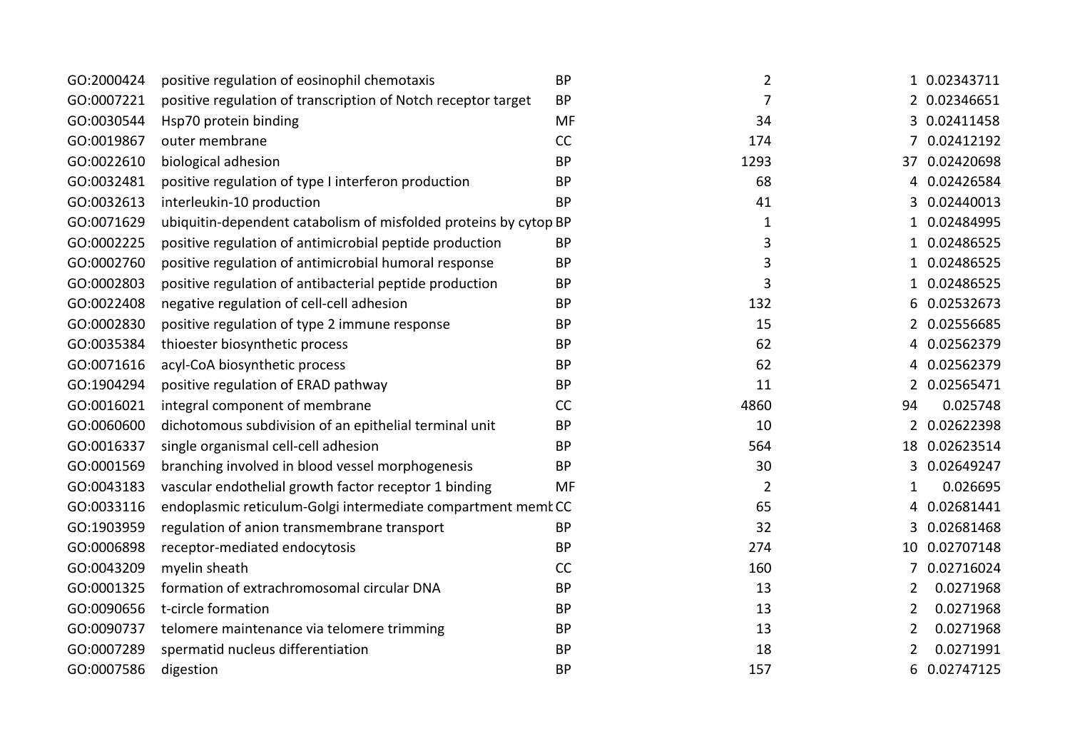| | | | | | |
|---|---|---|---|---|---|
| GO:2000424 | positive regulation of eosinophil chemotaxis | BP | 2 | 1 | 0.02343711 |
| GO:0007221 | positive regulation of transcription of Notch receptor target | BP | 7 | 2 | 0.02346651 |
| GO:0030544 | Hsp70 protein binding | MF | 34 | 3 | 0.02411458 |
| GO:0019867 | outer membrane | CC | 174 | 7 | 0.02412192 |
| GO:0022610 | biological adhesion | BP | 1293 | 37 | 0.02420698 |
| GO:0032481 | positive regulation of type I interferon production | BP | 68 | 4 | 0.02426584 |
| GO:0032613 | interleukin-10 production | BP | 41 | 3 | 0.02440013 |
| GO:0071629 | ubiquitin-dependent catabolism of misfolded proteins by cytop | BP | 1 | 1 | 0.02484995 |
| GO:0002225 | positive regulation of antimicrobial peptide production | BP | 3 | 1 | 0.02486525 |
| GO:0002760 | positive regulation of antimicrobial humoral response | BP | 3 | 1 | 0.02486525 |
| GO:0002803 | positive regulation of antibacterial peptide production | BP | 3 | 1 | 0.02486525 |
| GO:0022408 | negative regulation of cell-cell adhesion | BP | 132 | 6 | 0.02532673 |
| GO:0002830 | positive regulation of type 2 immune response | BP | 15 | 2 | 0.02556685 |
| GO:0035384 | thioester biosynthetic process | BP | 62 | 4 | 0.02562379 |
| GO:0071616 | acyl-CoA biosynthetic process | BP | 62 | 4 | 0.02562379 |
| GO:1904294 | positive regulation of ERAD pathway | BP | 11 | 2 | 0.02565471 |
| GO:0016021 | integral component of membrane | CC | 4860 | 94 | 0.025748 |
| GO:0060600 | dichotomous subdivision of an epithelial terminal unit | BP | 10 | 2 | 0.02622398 |
| GO:0016337 | single organismal cell-cell adhesion | BP | 564 | 18 | 0.02623514 |
| GO:0001569 | branching involved in blood vessel morphogenesis | BP | 30 | 3 | 0.02649247 |
| GO:0043183 | vascular endothelial growth factor receptor 1 binding | MF | 2 | 1 | 0.026695 |
| GO:0033116 | endoplasmic reticulum-Golgi intermediate compartment meml | CC | 65 | 4 | 0.02681441 |
| GO:1903959 | regulation of anion transmembrane transport | BP | 32 | 3 | 0.02681468 |
| GO:0006898 | receptor-mediated endocytosis | BP | 274 | 10 | 0.02707148 |
| GO:0043209 | myelin sheath | CC | 160 | 7 | 0.02716024 |
| GO:0001325 | formation of extrachromosomal circular DNA | BP | 13 | 2 | 0.0271968 |
| GO:0090656 | t-circle formation | BP | 13 | 2 | 0.0271968 |
| GO:0090737 | telomere maintenance via telomere trimming | BP | 13 | 2 | 0.0271968 |
| GO:0007289 | spermatid nucleus differentiation | BP | 18 | 2 | 0.0271991 |
| GO:0007586 | digestion | BP | 157 | 6 | 0.02747125 |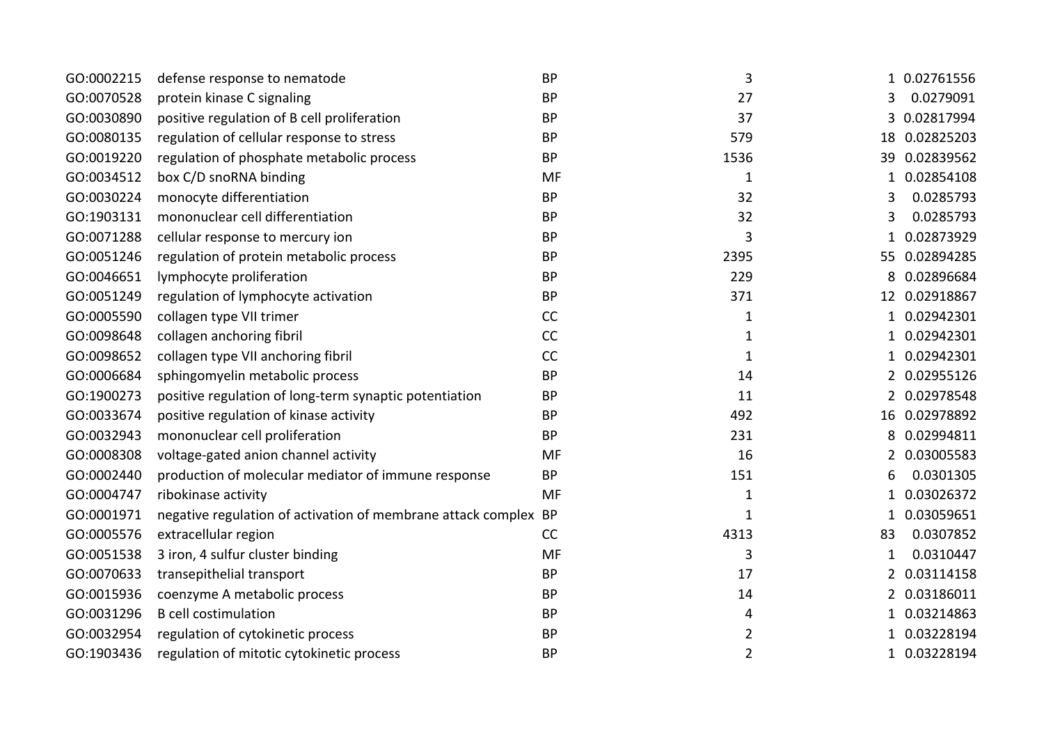| | | | | | |
|---|---|---|---|---|---|
| GO:0002215 | defense response to nematode | BP | 3 | 1 | 0.02761556 |
| GO:0070528 | protein kinase C signaling | BP | 27 | 3 | 0.0279091 |
| GO:0030890 | positive regulation of B cell proliferation | BP | 37 | 3 | 0.02817994 |
| GO:0080135 | regulation of cellular response to stress | BP | 579 | 18 | 0.02825203 |
| GO:0019220 | regulation of phosphate metabolic process | BP | 1536 | 39 | 0.02839562 |
| GO:0034512 | box C/D snoRNA binding | MF | 1 | 1 | 0.02854108 |
| GO:0030224 | monocyte differentiation | BP | 32 | 3 | 0.0285793 |
| GO:1903131 | mononuclear cell differentiation | BP | 32 | 3 | 0.0285793 |
| GO:0071288 | cellular response to mercury ion | BP | 3 | 1 | 0.02873929 |
| GO:0051246 | regulation of protein metabolic process | BP | 2395 | 55 | 0.02894285 |
| GO:0046651 | lymphocyte proliferation | BP | 229 | 8 | 0.02896684 |
| GO:0051249 | regulation of lymphocyte activation | BP | 371 | 12 | 0.02918867 |
| GO:0005590 | collagen type VII trimer | CC | 1 | 1 | 0.02942301 |
| GO:0098648 | collagen anchoring fibril | CC | 1 | 1 | 0.02942301 |
| GO:0098652 | collagen type VII anchoring fibril | CC | 1 | 1 | 0.02942301 |
| GO:0006684 | sphingomyelin metabolic process | BP | 14 | 2 | 0.02955126 |
| GO:1900273 | positive regulation of long-term synaptic potentiation | BP | 11 | 2 | 0.02978548 |
| GO:0033674 | positive regulation of kinase activity | BP | 492 | 16 | 0.02978892 |
| GO:0032943 | mononuclear cell proliferation | BP | 231 | 8 | 0.02994811 |
| GO:0008308 | voltage-gated anion channel activity | MF | 16 | 2 | 0.03005583 |
| GO:0002440 | production of molecular mediator of immune response | BP | 151 | 6 | 0.0301305 |
| GO:0004747 | ribokinase activity | MF | 1 | 1 | 0.03026372 |
| GO:0001971 | negative regulation of activation of membrane attack complex | BP | 1 | 1 | 0.03059651 |
| GO:0005576 | extracellular region | CC | 4313 | 83 | 0.0307852 |
| GO:0051538 | 3 iron, 4 sulfur cluster binding | MF | 3 | 1 | 0.0310447 |
| GO:0070633 | transepithelial transport | BP | 17 | 2 | 0.03114158 |
| GO:0015936 | coenzyme A metabolic process | BP | 14 | 2 | 0.03186011 |
| GO:0031296 | B cell costimulation | BP | 4 | 1 | 0.03214863 |
| GO:0032954 | regulation of cytokinetic process | BP | 2 | 1 | 0.03228194 |
| GO:1903436 | regulation of mitotic cytokinetic process | BP | 2 | 1 | 0.03228194 |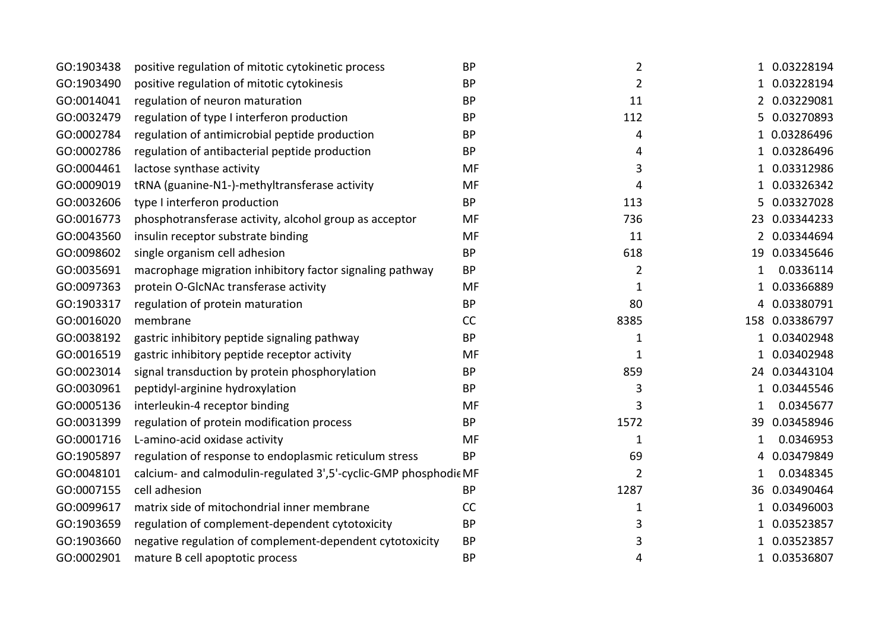| GO:1903438 | positive regulation of mitotic cytokinetic process | BP | 2 | 1 | 0.03228194 |
|---|---|---|---|---|---|
| GO:1903490 | positive regulation of mitotic cytokinesis | BP | 2 | 1 | 0.03228194 |
| GO:0014041 | regulation of neuron maturation | BP | 11 | 2 | 0.03229081 |
| GO:0032479 | regulation of type I interferon production | BP | 112 | 5 | 0.03270893 |
| GO:0002784 | regulation of antimicrobial peptide production | BP | 4 | 1 | 0.03286496 |
| GO:0002786 | regulation of antibacterial peptide production | BP | 4 | 1 | 0.03286496 |
| GO:0004461 | lactose synthase activity | MF | 3 | 1 | 0.03312986 |
| GO:0009019 | tRNA (guanine-N1-)-methyltransferase activity | MF | 4 | 1 | 0.03326342 |
| GO:0032606 | type I interferon production | BP | 113 | 5 | 0.03327028 |
| GO:0016773 | phosphotransferase activity, alcohol group as acceptor | MF | 736 | 23 | 0.03344233 |
| GO:0043560 | insulin receptor substrate binding | MF | 11 | 2 | 0.03344694 |
| GO:0098602 | single organism cell adhesion | BP | 618 | 19 | 0.03345646 |
| GO:0035691 | macrophage migration inhibitory factor signaling pathway | BP | 2 | 1 | 0.0336114 |
| GO:0097363 | protein O-GlcNAc transferase activity | MF | 1 | 1 | 0.03366889 |
| GO:1903317 | regulation of protein maturation | BP | 80 | 4 | 0.03380791 |
| GO:0016020 | membrane | CC | 8385 | 158 | 0.03386797 |
| GO:0038192 | gastric inhibitory peptide signaling pathway | BP | 1 | 1 | 0.03402948 |
| GO:0016519 | gastric inhibitory peptide receptor activity | MF | 1 | 1 | 0.03402948 |
| GO:0023014 | signal transduction by protein phosphorylation | BP | 859 | 24 | 0.03443104 |
| GO:0030961 | peptidyl-arginine hydroxylation | BP | 3 | 1 | 0.03445546 |
| GO:0005136 | interleukin-4 receptor binding | MF | 3 | 1 | 0.0345677 |
| GO:0031399 | regulation of protein modification process | BP | 1572 | 39 | 0.03458946 |
| GO:0001716 | L-amino-acid oxidase activity | MF | 1 | 1 | 0.0346953 |
| GO:1905897 | regulation of response to endoplasmic reticulum stress | BP | 69 | 4 | 0.03479849 |
| GO:0048101 | calcium- and calmodulin-regulated 3',5'-cyclic-GMP phosphodie | MF | 2 | 1 | 0.0348345 |
| GO:0007155 | cell adhesion | BP | 1287 | 36 | 0.03490464 |
| GO:0099617 | matrix side of mitochondrial inner membrane | CC | 1 | 1 | 0.03496003 |
| GO:1903659 | regulation of complement-dependent cytotoxicity | BP | 3 | 1 | 0.03523857 |
| GO:1903660 | negative regulation of complement-dependent cytotoxicity | BP | 3 | 1 | 0.03523857 |
| GO:0002901 | mature B cell apoptotic process | BP | 4 | 1 | 0.03536807 |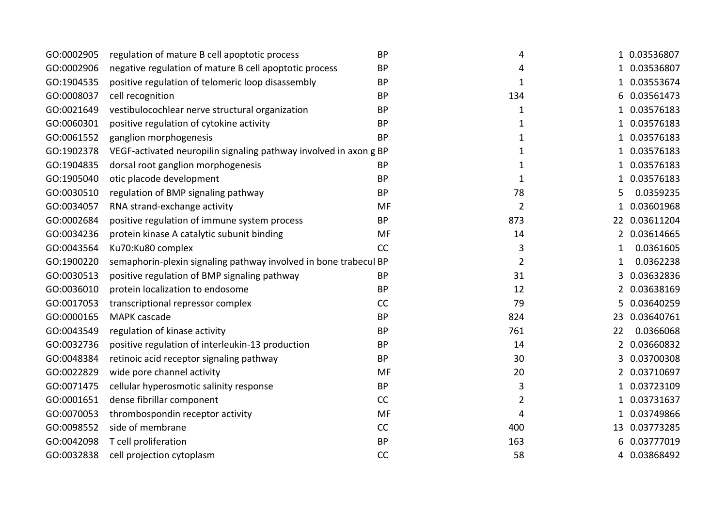| | | | | | |
|---|---|---|---|---|---|
| GO:0002905 | regulation of mature B cell apoptotic process | BP | 4 | 1 | 0.03536807 |
| GO:0002906 | negative regulation of mature B cell apoptotic process | BP | 4 | 1 | 0.03536807 |
| GO:1904535 | positive regulation of telomeric loop disassembly | BP | 1 | 1 | 0.03553674 |
| GO:0008037 | cell recognition | BP | 134 | 6 | 0.03561473 |
| GO:0021649 | vestibulocochlear nerve structural organization | BP | 1 | 1 | 0.03576183 |
| GO:0060301 | positive regulation of cytokine activity | BP | 1 | 1 | 0.03576183 |
| GO:0061552 | ganglion morphogenesis | BP | 1 | 1 | 0.03576183 |
| GO:1902378 | VEGF-activated neuropilin signaling pathway involved in axon g | BP | 1 | 1 | 0.03576183 |
| GO:1904835 | dorsal root ganglion morphogenesis | BP | 1 | 1 | 0.03576183 |
| GO:1905040 | otic placode development | BP | 1 | 1 | 0.03576183 |
| GO:0030510 | regulation of BMP signaling pathway | BP | 78 | 5 | 0.0359235 |
| GO:0034057 | RNA strand-exchange activity | MF | 2 | 1 | 0.03601968 |
| GO:0002684 | positive regulation of immune system process | BP | 873 | 22 | 0.03611204 |
| GO:0034236 | protein kinase A catalytic subunit binding | MF | 14 | 2 | 0.03614665 |
| GO:0043564 | Ku70:Ku80 complex | CC | 3 | 1 | 0.0361605 |
| GO:1900220 | semaphorin-plexin signaling pathway involved in bone trabecul | BP | 2 | 1 | 0.0362238 |
| GO:0030513 | positive regulation of BMP signaling pathway | BP | 31 | 3 | 0.03632836 |
| GO:0036010 | protein localization to endosome | BP | 12 | 2 | 0.03638169 |
| GO:0017053 | transcriptional repressor complex | CC | 79 | 5 | 0.03640259 |
| GO:0000165 | MAPK cascade | BP | 824 | 23 | 0.03640761 |
| GO:0043549 | regulation of kinase activity | BP | 761 | 22 | 0.0366068 |
| GO:0032736 | positive regulation of interleukin-13 production | BP | 14 | 2 | 0.03660832 |
| GO:0048384 | retinoic acid receptor signaling pathway | BP | 30 | 3 | 0.03700308 |
| GO:0022829 | wide pore channel activity | MF | 20 | 2 | 0.03710697 |
| GO:0071475 | cellular hyperosmotic salinity response | BP | 3 | 1 | 0.03723109 |
| GO:0001651 | dense fibrillar component | CC | 2 | 1 | 0.03731637 |
| GO:0070053 | thrombospondin receptor activity | MF | 4 | 1 | 0.03749866 |
| GO:0098552 | side of membrane | CC | 400 | 13 | 0.03773285 |
| GO:0042098 | T cell proliferation | BP | 163 | 6 | 0.03777019 |
| GO:0032838 | cell projection cytoplasm | CC | 58 | 4 | 0.03868492 |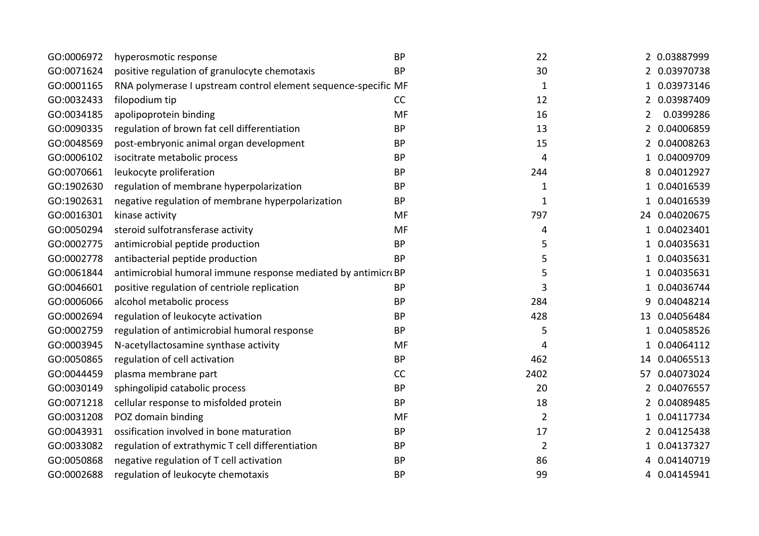| | | | | | |
|---|---|---|---|---|---|
| GO:0006972 | hyperosmotic response | BP | 22 | 2 | 0.03887999 |
| GO:0071624 | positive regulation of granulocyte chemotaxis | BP | 30 | 2 | 0.03970738 |
| GO:0001165 | RNA polymerase I upstream control element sequence-specific | MF | 1 | 1 | 0.03973146 |
| GO:0032433 | filopodium tip | CC | 12 | 2 | 0.03987409 |
| GO:0034185 | apolipoprotein binding | MF | 16 | 2 | 0.0399286 |
| GO:0090335 | regulation of brown fat cell differentiation | BP | 13 | 2 | 0.04006859 |
| GO:0048569 | post-embryonic animal organ development | BP | 15 | 2 | 0.04008263 |
| GO:0006102 | isocitrate metabolic process | BP | 4 | 1 | 0.04009709 |
| GO:0070661 | leukocyte proliferation | BP | 244 | 8 | 0.04012927 |
| GO:1902630 | regulation of membrane hyperpolarization | BP | 1 | 1 | 0.04016539 |
| GO:1902631 | negative regulation of membrane hyperpolarization | BP | 1 | 1 | 0.04016539 |
| GO:0016301 | kinase activity | MF | 797 | 24 | 0.04020675 |
| GO:0050294 | steroid sulfotransferase activity | MF | 4 | 1 | 0.04023401 |
| GO:0002775 | antimicrobial peptide production | BP | 5 | 1 | 0.04035631 |
| GO:0002778 | antibacterial peptide production | BP | 5 | 1 | 0.04035631 |
| GO:0061844 | antimicrobial humoral immune response mediated by antimicro | BP | 5 | 1 | 0.04035631 |
| GO:0046601 | positive regulation of centriole replication | BP | 3 | 1 | 0.04036744 |
| GO:0006066 | alcohol metabolic process | BP | 284 | 9 | 0.04048214 |
| GO:0002694 | regulation of leukocyte activation | BP | 428 | 13 | 0.04056484 |
| GO:0002759 | regulation of antimicrobial humoral response | BP | 5 | 1 | 0.04058526 |
| GO:0003945 | N-acetyllactosamine synthase activity | MF | 4 | 1 | 0.04064112 |
| GO:0050865 | regulation of cell activation | BP | 462 | 14 | 0.04065513 |
| GO:0044459 | plasma membrane part | CC | 2402 | 57 | 0.04073024 |
| GO:0030149 | sphingolipid catabolic process | BP | 20 | 2 | 0.04076557 |
| GO:0071218 | cellular response to misfolded protein | BP | 18 | 2 | 0.04089485 |
| GO:0031208 | POZ domain binding | MF | 2 | 1 | 0.04117734 |
| GO:0043931 | ossification involved in bone maturation | BP | 17 | 2 | 0.04125438 |
| GO:0033082 | regulation of extrathymic T cell differentiation | BP | 2 | 1 | 0.04137327 |
| GO:0050868 | negative regulation of T cell activation | BP | 86 | 4 | 0.04140719 |
| GO:0002688 | regulation of leukocyte chemotaxis | BP | 99 | 4 | 0.04145941 |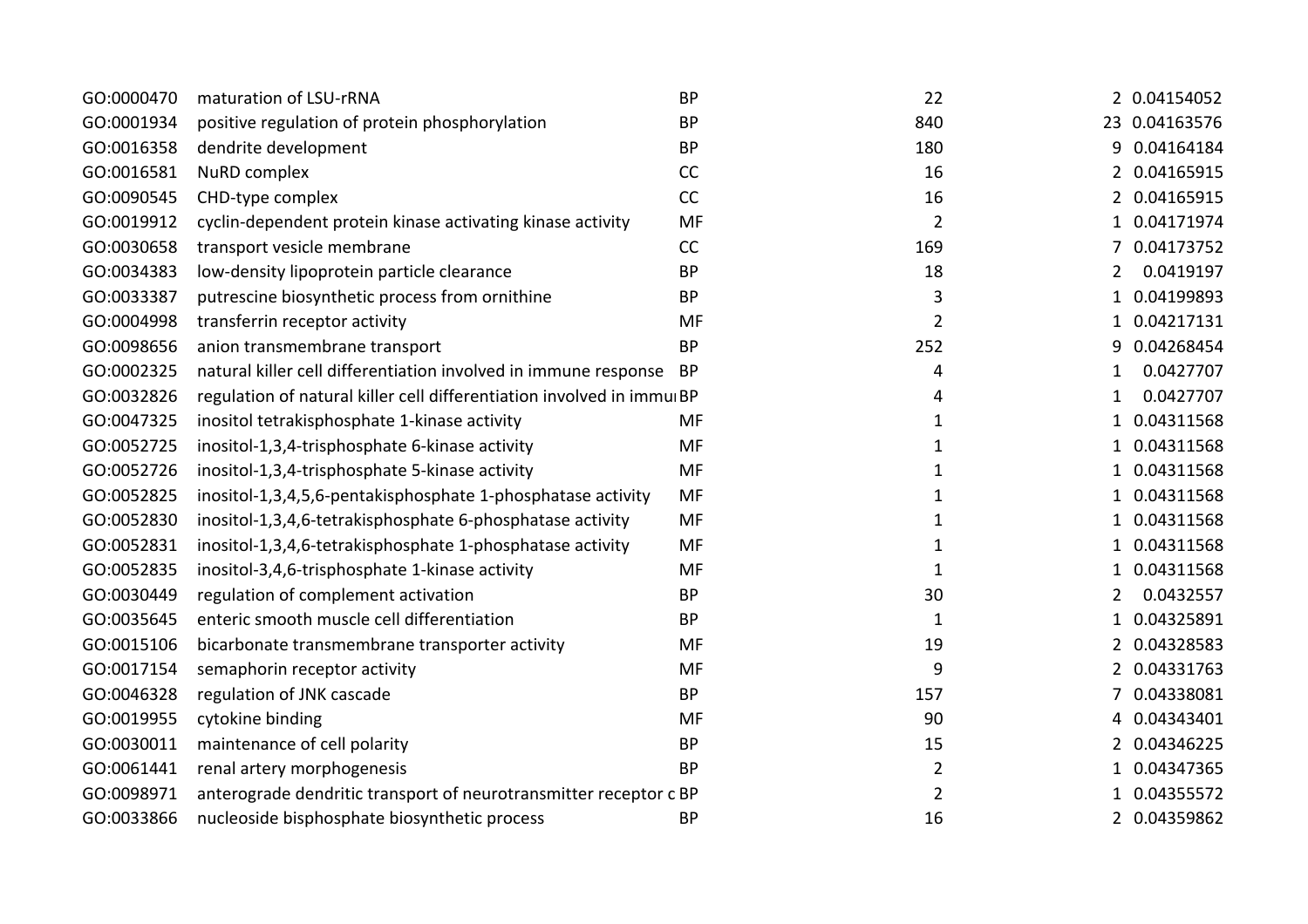| GO:0000470 | maturation of LSU-rRNA | BP | 22 | 2 | 0.04154052 |
|---|---|---|---|---|---|
| GO:0001934 | positive regulation of protein phosphorylation | BP | 840 | 23 | 0.04163576 |
| GO:0016358 | dendrite development | BP | 180 | 9 | 0.04164184 |
| GO:0016581 | NuRD complex | CC | 16 | 2 | 0.04165915 |
| GO:0090545 | CHD-type complex | CC | 16 | 2 | 0.04165915 |
| GO:0019912 | cyclin-dependent protein kinase activating kinase activity | MF | 2 | 1 | 0.04171974 |
| GO:0030658 | transport vesicle membrane | CC | 169 | 7 | 0.04173752 |
| GO:0034383 | low-density lipoprotein particle clearance | BP | 18 | 2 | 0.0419197 |
| GO:0033387 | putrescine biosynthetic process from ornithine | BP | 3 | 1 | 0.04199893 |
| GO:0004998 | transferrin receptor activity | MF | 2 | 1 | 0.04217131 |
| GO:0098656 | anion transmembrane transport | BP | 252 | 9 | 0.04268454 |
| GO:0002325 | natural killer cell differentiation involved in immune response | BP | 4 | 1 | 0.0427707 |
| GO:0032826 | regulation of natural killer cell differentiation involved in immu | BP | 4 | 1 | 0.0427707 |
| GO:0047325 | inositol tetrakisphosphate 1-kinase activity | MF | 1 | 1 | 0.04311568 |
| GO:0052725 | inositol-1,3,4-trisphosphate 6-kinase activity | MF | 1 | 1 | 0.04311568 |
| GO:0052726 | inositol-1,3,4-trisphosphate 5-kinase activity | MF | 1 | 1 | 0.04311568 |
| GO:0052825 | inositol-1,3,4,5,6-pentakisphosphate 1-phosphatase activity | MF | 1 | 1 | 0.04311568 |
| GO:0052830 | inositol-1,3,4,6-tetrakisphosphate 6-phosphatase activity | MF | 1 | 1 | 0.04311568 |
| GO:0052831 | inositol-1,3,4,6-tetrakisphosphate 1-phosphatase activity | MF | 1 | 1 | 0.04311568 |
| GO:0052835 | inositol-3,4,6-trisphosphate 1-kinase activity | MF | 1 | 1 | 0.04311568 |
| GO:0030449 | regulation of complement activation | BP | 30 | 2 | 0.0432557 |
| GO:0035645 | enteric smooth muscle cell differentiation | BP | 1 | 1 | 0.04325891 |
| GO:0015106 | bicarbonate transmembrane transporter activity | MF | 19 | 2 | 0.04328583 |
| GO:0017154 | semaphorin receptor activity | MF | 9 | 2 | 0.04331763 |
| GO:0046328 | regulation of JNK cascade | BP | 157 | 7 | 0.04338081 |
| GO:0019955 | cytokine binding | MF | 90 | 4 | 0.04343401 |
| GO:0030011 | maintenance of cell polarity | BP | 15 | 2 | 0.04346225 |
| GO:0061441 | renal artery morphogenesis | BP | 2 | 1 | 0.04347365 |
| GO:0098971 | anterograde dendritic transport of neurotransmitter receptor c | BP | 2 | 1 | 0.04355572 |
| GO:0033866 | nucleoside bisphosphate biosynthetic process | BP | 16 | 2 | 0.04359862 |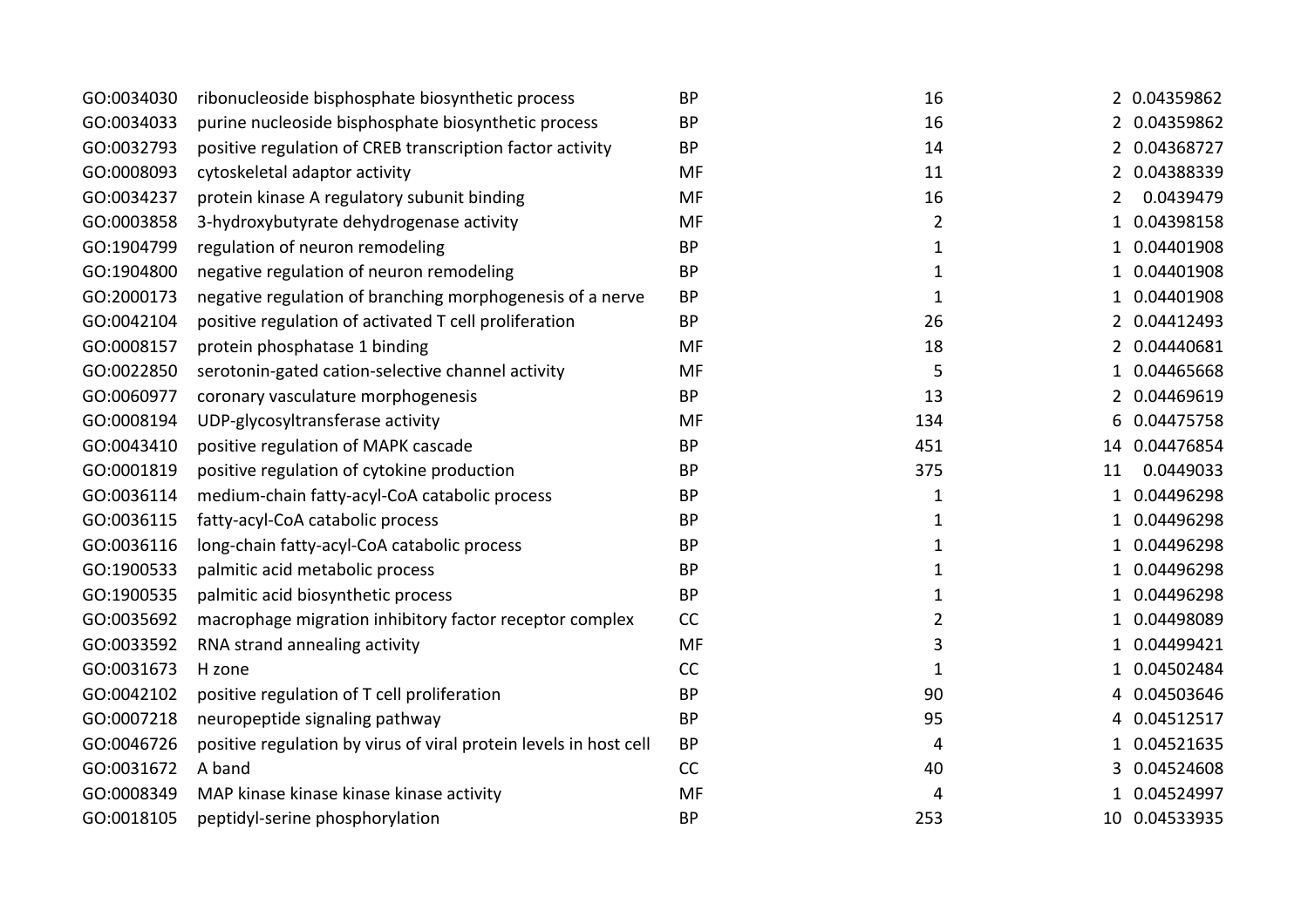| | | | | | |
|---|---|---|---|---|---|
| GO:0034030 | ribonucleoside bisphosphate biosynthetic process | BP | 16 | 2 | 0.04359862 |
| GO:0034033 | purine nucleoside bisphosphate biosynthetic process | BP | 16 | 2 | 0.04359862 |
| GO:0032793 | positive regulation of CREB transcription factor activity | BP | 14 | 2 | 0.04368727 |
| GO:0008093 | cytoskeletal adaptor activity | MF | 11 | 2 | 0.04388339 |
| GO:0034237 | protein kinase A regulatory subunit binding | MF | 16 | 2 | 0.0439479 |
| GO:0003858 | 3-hydroxybutyrate dehydrogenase activity | MF | 2 | 1 | 0.04398158 |
| GO:1904799 | regulation of neuron remodeling | BP | 1 | 1 | 0.04401908 |
| GO:1904800 | negative regulation of neuron remodeling | BP | 1 | 1 | 0.04401908 |
| GO:2000173 | negative regulation of branching morphogenesis of a nerve | BP | 1 | 1 | 0.04401908 |
| GO:0042104 | positive regulation of activated T cell proliferation | BP | 26 | 2 | 0.04412493 |
| GO:0008157 | protein phosphatase 1 binding | MF | 18 | 2 | 0.04440681 |
| GO:0022850 | serotonin-gated cation-selective channel activity | MF | 5 | 1 | 0.04465668 |
| GO:0060977 | coronary vasculature morphogenesis | BP | 13 | 2 | 0.04469619 |
| GO:0008194 | UDP-glycosyltransferase activity | MF | 134 | 6 | 0.04475758 |
| GO:0043410 | positive regulation of MAPK cascade | BP | 451 | 14 | 0.04476854 |
| GO:0001819 | positive regulation of cytokine production | BP | 375 | 11 | 0.0449033 |
| GO:0036114 | medium-chain fatty-acyl-CoA catabolic process | BP | 1 | 1 | 0.04496298 |
| GO:0036115 | fatty-acyl-CoA catabolic process | BP | 1 | 1 | 0.04496298 |
| GO:0036116 | long-chain fatty-acyl-CoA catabolic process | BP | 1 | 1 | 0.04496298 |
| GO:1900533 | palmitic acid metabolic process | BP | 1 | 1 | 0.04496298 |
| GO:1900535 | palmitic acid biosynthetic process | BP | 1 | 1 | 0.04496298 |
| GO:0035692 | macrophage migration inhibitory factor receptor complex | CC | 2 | 1 | 0.04498089 |
| GO:0033592 | RNA strand annealing activity | MF | 3 | 1 | 0.04499421 |
| GO:0031673 | H zone | CC | 1 | 1 | 0.04502484 |
| GO:0042102 | positive regulation of T cell proliferation | BP | 90 | 4 | 0.04503646 |
| GO:0007218 | neuropeptide signaling pathway | BP | 95 | 4 | 0.04512517 |
| GO:0046726 | positive regulation by virus of viral protein levels in host cell | BP | 4 | 1 | 0.04521635 |
| GO:0031672 | A band | CC | 40 | 3 | 0.04524608 |
| GO:0008349 | MAP kinase kinase kinase kinase activity | MF | 4 | 1 | 0.04524997 |
| GO:0018105 | peptidyl-serine phosphorylation | BP | 253 | 10 | 0.04533935 |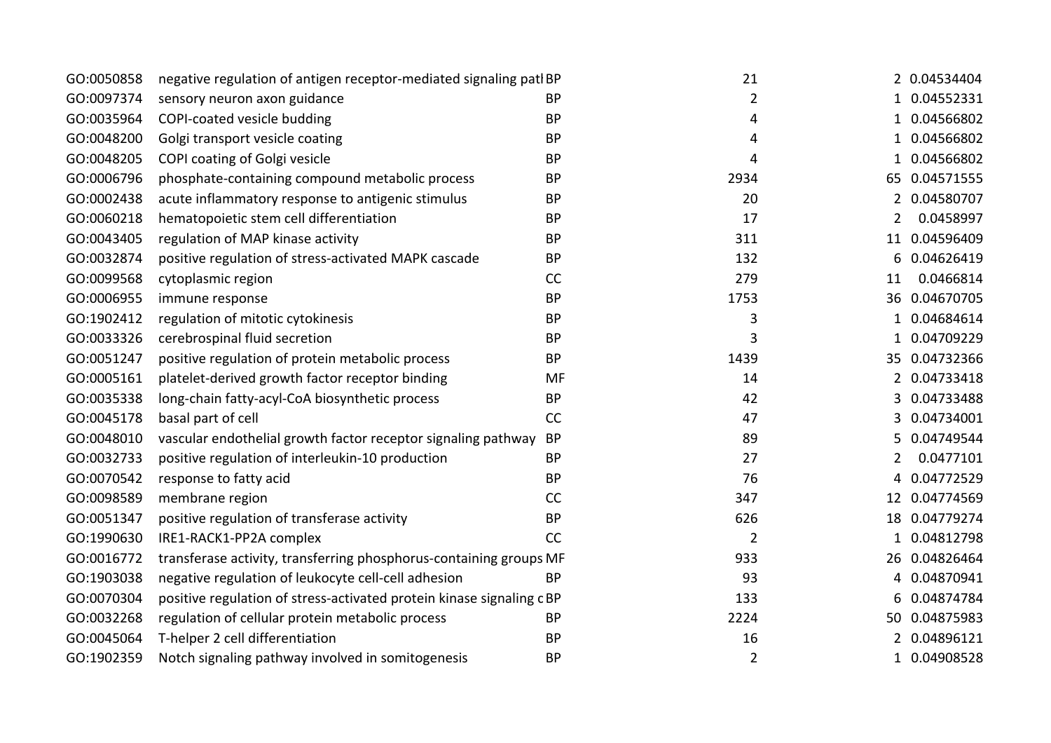| | | | | | |
|---|---|---|---|---|---|
| GO:0050858 | negative regulation of antigen receptor-mediated signaling patl | BP | 21 | 2 | 0.04534404 |
| GO:0097374 | sensory neuron axon guidance | BP | 2 | 1 | 0.04552331 |
| GO:0035964 | COPI-coated vesicle budding | BP | 4 | 1 | 0.04566802 |
| GO:0048200 | Golgi transport vesicle coating | BP | 4 | 1 | 0.04566802 |
| GO:0048205 | COPI coating of Golgi vesicle | BP | 4 | 1 | 0.04566802 |
| GO:0006796 | phosphate-containing compound metabolic process | BP | 2934 | 65 | 0.04571555 |
| GO:0002438 | acute inflammatory response to antigenic stimulus | BP | 20 | 2 | 0.04580707 |
| GO:0060218 | hematopoietic stem cell differentiation | BP | 17 | 2 | 0.0458997 |
| GO:0043405 | regulation of MAP kinase activity | BP | 311 | 11 | 0.04596409 |
| GO:0032874 | positive regulation of stress-activated MAPK cascade | BP | 132 | 6 | 0.04626419 |
| GO:0099568 | cytoplasmic region | CC | 279 | 11 | 0.0466814 |
| GO:0006955 | immune response | BP | 1753 | 36 | 0.04670705 |
| GO:1902412 | regulation of mitotic cytokinesis | BP | 3 | 1 | 0.04684614 |
| GO:0033326 | cerebrospinal fluid secretion | BP | 3 | 1 | 0.04709229 |
| GO:0051247 | positive regulation of protein metabolic process | BP | 1439 | 35 | 0.04732366 |
| GO:0005161 | platelet-derived growth factor receptor binding | MF | 14 | 2 | 0.04733418 |
| GO:0035338 | long-chain fatty-acyl-CoA biosynthetic process | BP | 42 | 3 | 0.04733488 |
| GO:0045178 | basal part of cell | CC | 47 | 3 | 0.04734001 |
| GO:0048010 | vascular endothelial growth factor receptor signaling pathway | BP | 89 | 5 | 0.04749544 |
| GO:0032733 | positive regulation of interleukin-10 production | BP | 27 | 2 | 0.0477101 |
| GO:0070542 | response to fatty acid | BP | 76 | 4 | 0.04772529 |
| GO:0098589 | membrane region | CC | 347 | 12 | 0.04774569 |
| GO:0051347 | positive regulation of transferase activity | BP | 626 | 18 | 0.04779274 |
| GO:1990630 | IRE1-RACK1-PP2A complex | CC | 2 | 1 | 0.04812798 |
| GO:0016772 | transferase activity, transferring phosphorus-containing groups | MF | 933 | 26 | 0.04826464 |
| GO:1903038 | negative regulation of leukocyte cell-cell adhesion | BP | 93 | 4 | 0.04870941 |
| GO:0070304 | positive regulation of stress-activated protein kinase signaling c | BP | 133 | 6 | 0.04874784 |
| GO:0032268 | regulation of cellular protein metabolic process | BP | 2224 | 50 | 0.04875983 |
| GO:0045064 | T-helper 2 cell differentiation | BP | 16 | 2 | 0.04896121 |
| GO:1902359 | Notch signaling pathway involved in somitogenesis | BP | 2 | 1 | 0.04908528 |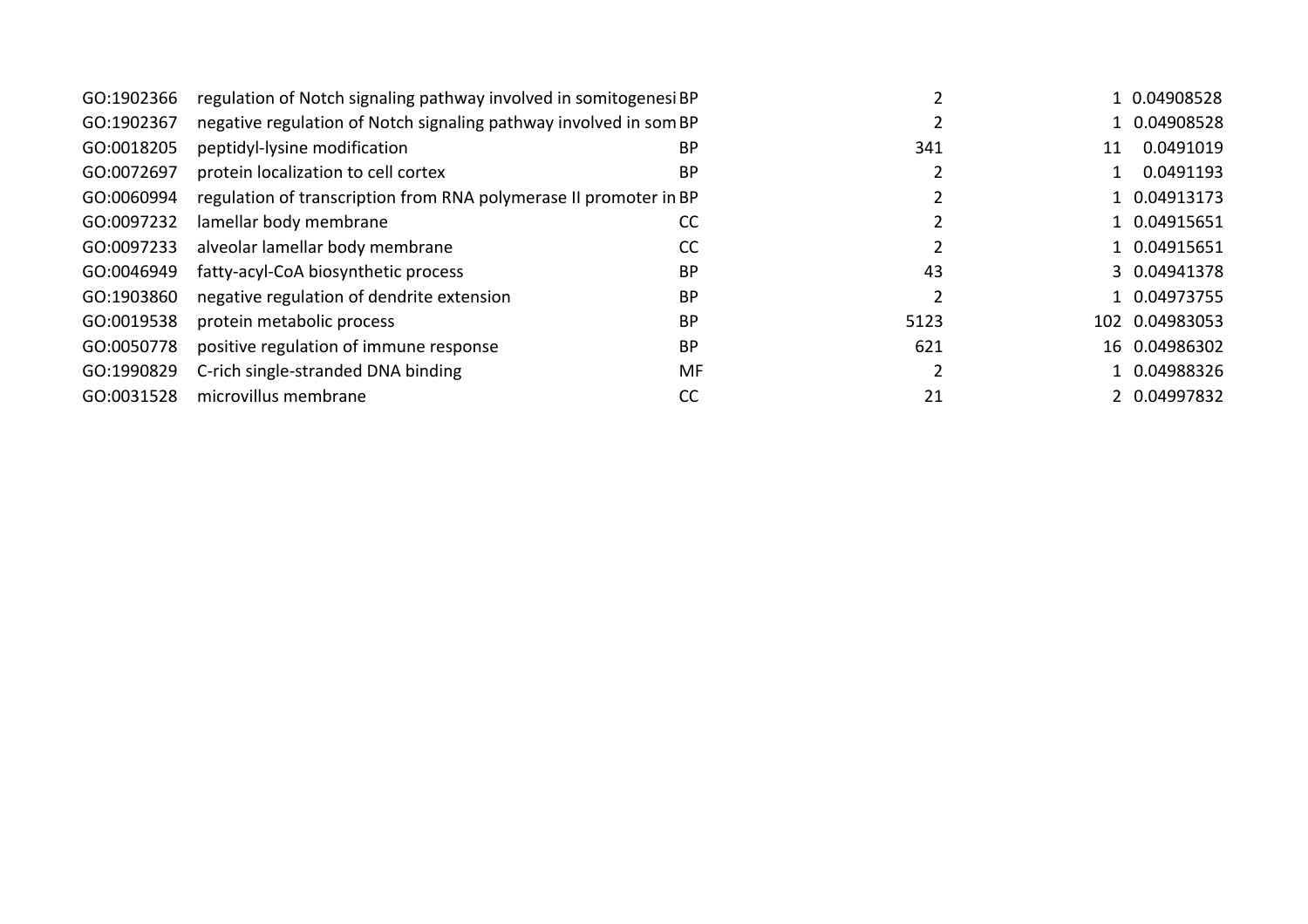| | | | | | |
|---|---|---|---|---|---|
| GO:1902366 | regulation of Notch signaling pathway involved in somitogenesi | BP | 2 | 1 | 0.04908528 |
| GO:1902367 | negative regulation of Notch signaling pathway involved in som | BP | 2 | 1 | 0.04908528 |
| GO:0018205 | peptidyl-lysine modification | BP | 341 | 11 | 0.0491019 |
| GO:0072697 | protein localization to cell cortex | BP | 2 | 1 | 0.0491193 |
| GO:0060994 | regulation of transcription from RNA polymerase II promoter in | BP | 2 | 1 | 0.04913173 |
| GO:0097232 | lamellar body membrane | CC | 2 | 1 | 0.04915651 |
| GO:0097233 | alveolar lamellar body membrane | CC | 2 | 1 | 0.04915651 |
| GO:0046949 | fatty-acyl-CoA biosynthetic process | BP | 43 | 3 | 0.04941378 |
| GO:1903860 | negative regulation of dendrite extension | BP | 2 | 1 | 0.04973755 |
| GO:0019538 | protein metabolic process | BP | 5123 | 102 | 0.04983053 |
| GO:0050778 | positive regulation of immune response | BP | 621 | 16 | 0.04986302 |
| GO:1990829 | C-rich single-stranded DNA binding | MF | 2 | 1 | 0.04988326 |
| GO:0031528 | microvillus membrane | CC | 21 | 2 | 0.04997832 |